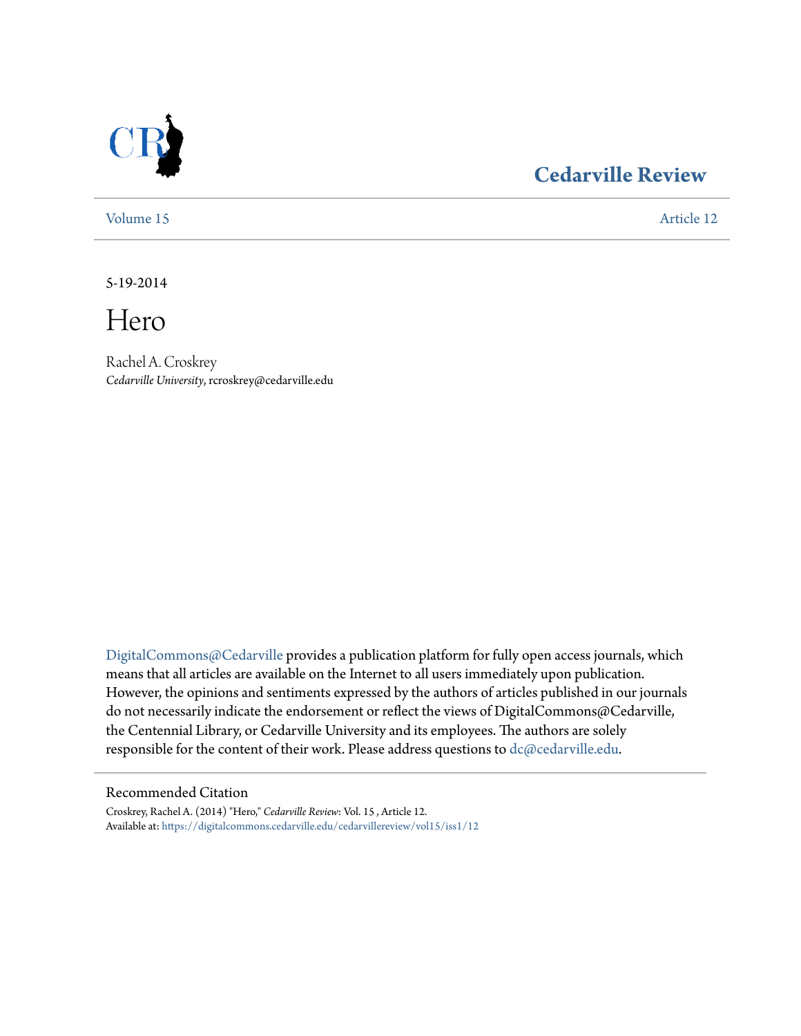# Cedarville Review

Volume 15 | Article 12

5-19-2014

# Hero

Rachel A. Croskrey
*Cedarville University*, rcroskrey@cedarville.edu

DigitalCommons@Cedarville provides a publication platform for fully open access journals, which means that all articles are available on the Internet to all users immediately upon publication. However, the opinions and sentiments expressed by the authors of articles published in our journals do not necessarily indicate the endorsement or reflect the views of DigitalCommons@Cedarville, the Centennial Library, or Cedarville University and its employees. The authors are solely responsible for the content of their work. Please address questions to dc@cedarville.edu.

## Recommended Citation

Croskrey, Rachel A. (2014) "Hero," *Cedarville Review*: Vol. 15 , Article 12.
Available at: https://digitalcommons.cedarville.edu/cedarvillereview/vol15/iss1/12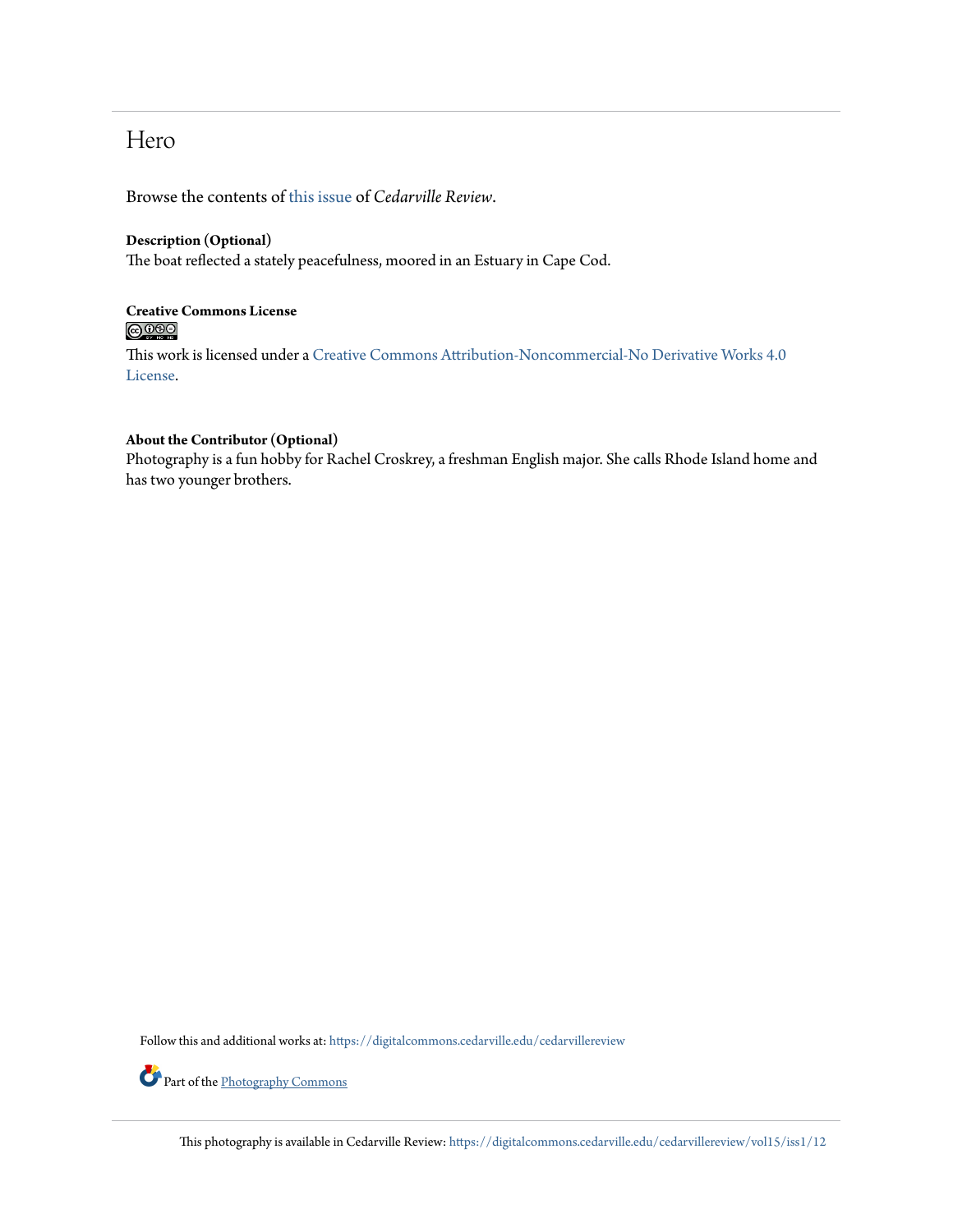# Hero

Browse the contents of this issue of *Cedarville Review*.

**Description (Optional)**
The boat reflected a stately peacefulness, moored in an Estuary in Cape Cod.

**Creative Commons License**

This work is licensed under a Creative Commons Attribution-Noncommercial-No Derivative Works 4.0 License.

**About the Contributor (Optional)**
Photography is a fun hobby for Rachel Croskrey, a freshman English major. She calls Rhode Island home and has two younger brothers.

Follow this and additional works at: https://digitalcommons.cedarville.edu/cedarvillereview

Part of the Photography Commons

This photography is available in Cedarville Review: https://digitalcommons.cedarville.edu/cedarvillereview/vol15/iss1/12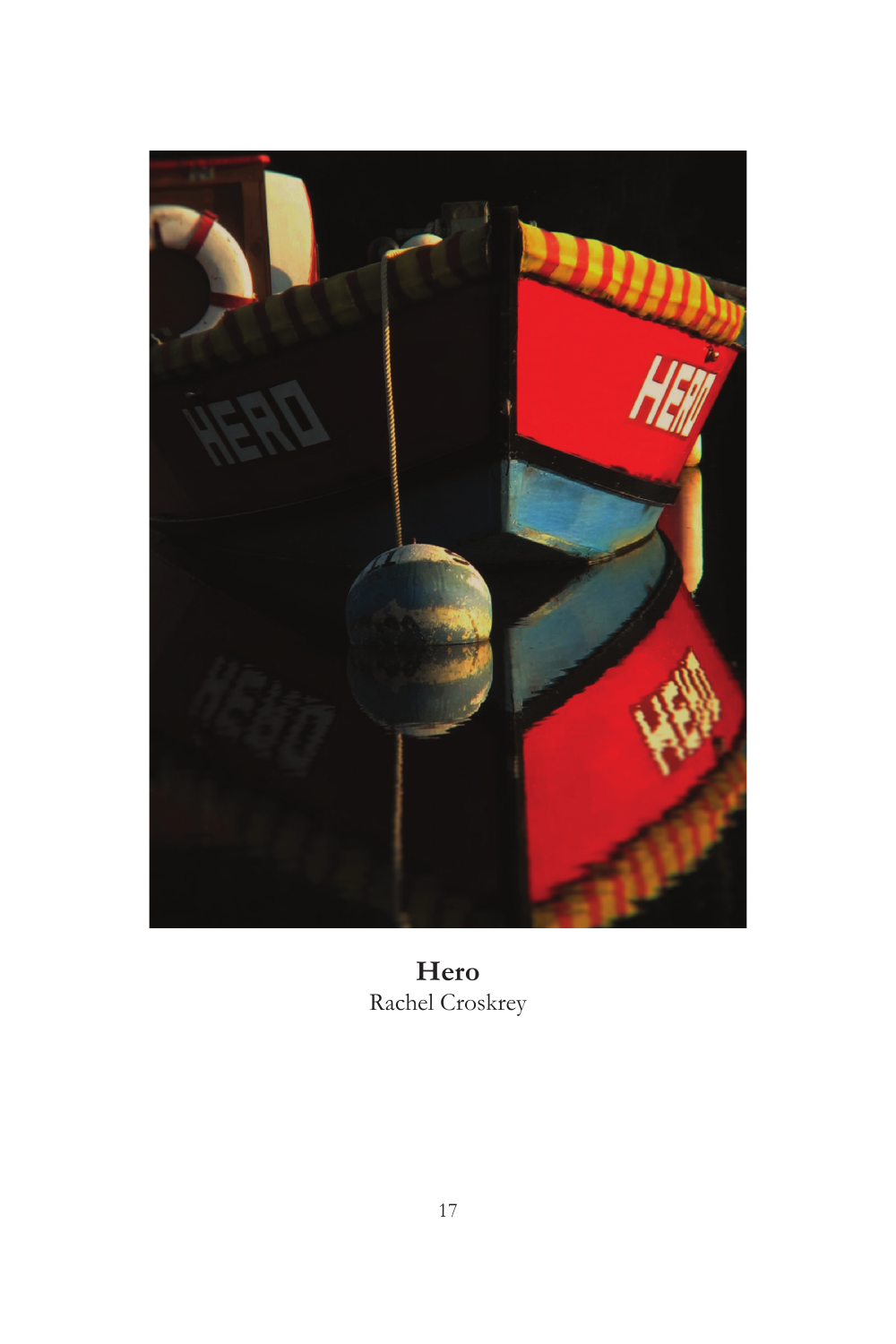**Hero**
Rachel Croskrey